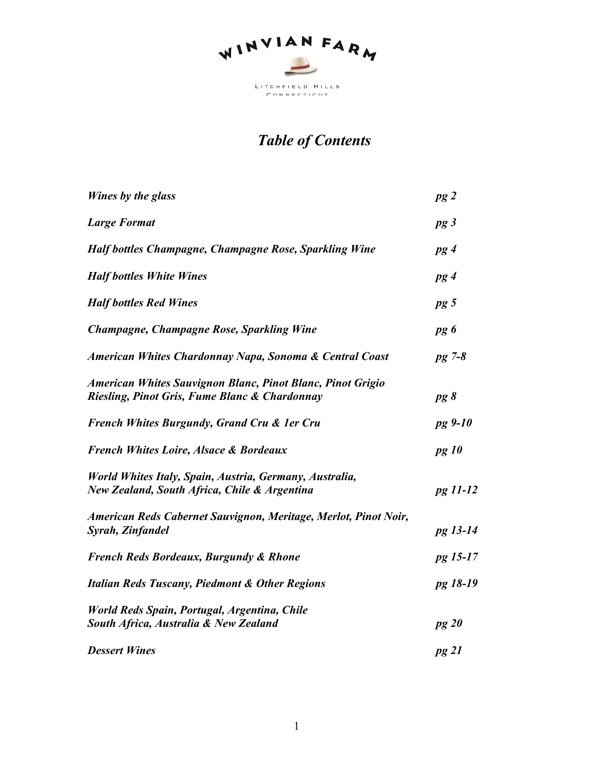WINVIAN FARM

LITCHFIELD HILLS
CONNECTICUT

# *Table of Contents*

| | |
|---|---|
| ***Wines by the glass*** | ***pg 2*** |
| ***Large Format*** | ***pg 3*** |
| ***Half bottles Champagne, Champagne Rose, Sparkling Wine*** | ***pg 4*** |
| ***Half bottles White Wines*** | ***pg 4*** |
| ***Half bottles Red Wines*** | ***pg 5*** |
| ***Champagne, Champagne Rose, Sparkling Wine*** | ***pg 6*** |
| ***American Whites Chardonnay Napa, Sonoma & Central Coast*** | ***pg 7-8*** |
| ***American Whites Sauvignon Blanc, Pinot Blanc, Pinot Grigio Riesling, Pinot Gris, Fume Blanc & Chardonnay*** | ***pg 8*** |
| ***French Whites Burgundy, Grand Cru & 1er Cru*** | ***pg 9-10*** |
| ***French Whites Loire, Alsace & Bordeaux*** | ***pg 10*** |
| ***World Whites Italy, Spain, Austria, Germany, Australia, New Zealand, South Africa, Chile & Argentina*** | ***pg 11-12*** |
| ***American Reds Cabernet Sauvignon, Meritage, Merlot, Pinot Noir, Syrah, Zinfandel*** | ***pg 13-14*** |
| ***French Reds Bordeaux, Burgundy & Rhone*** | ***pg 15-17*** |
| ***Italian Reds Tuscany, Piedmont & Other Regions*** | ***pg 18-19*** |
| ***World Reds Spain, Portugal, Argentina, Chile South Africa, Australia & New Zealand*** | ***pg 20*** |
| ***Dessert Wines*** | ***pg 21*** |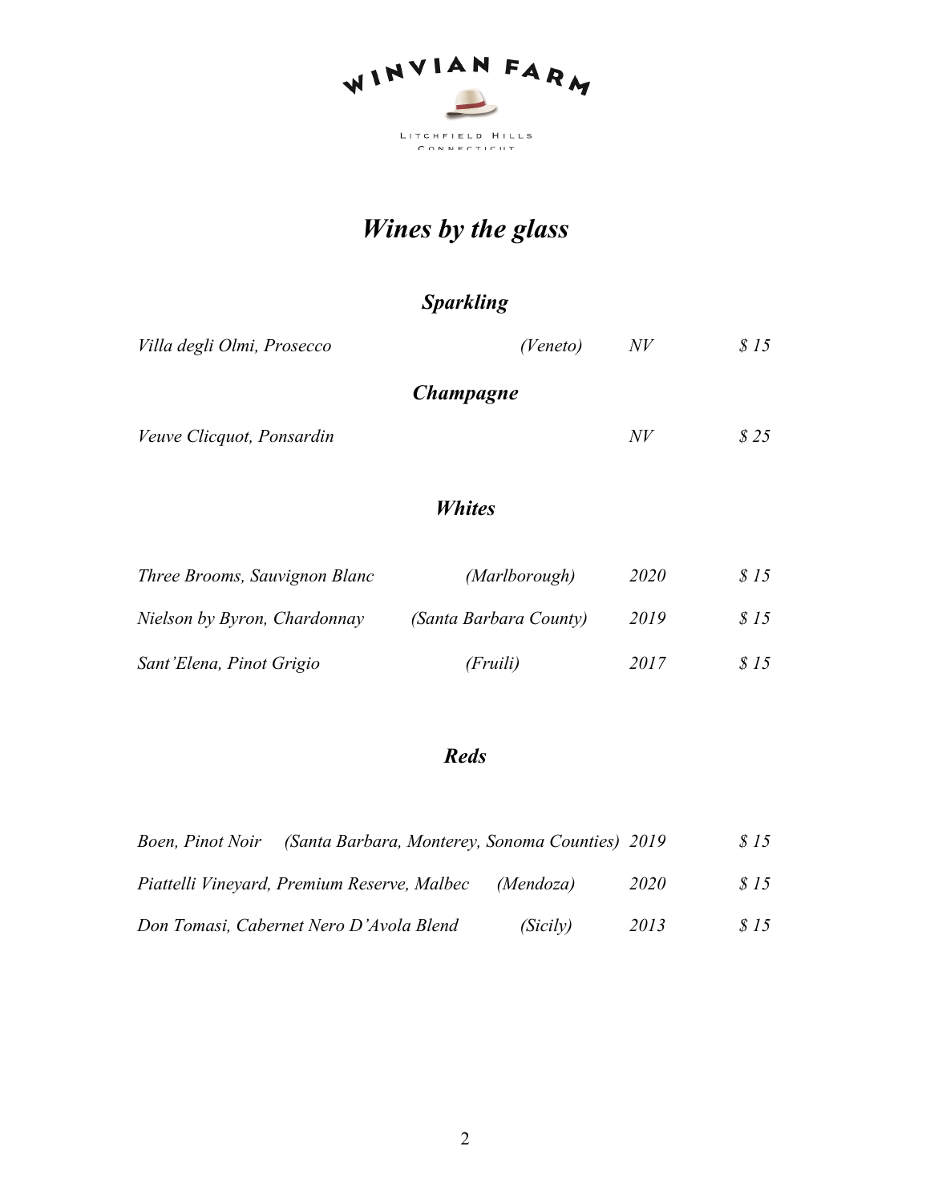WINVIAN FARM

LITCHFIELD HILLS
CONNECTICUT

# *Wines by the glass*

## *Sparkling*

| | | | |
|---|---|---|---|
| *Villa degli Olmi, Prosecco* | *(Veneto)* | *NV* | *$ 15* |

## *Champagne*

| | | | |
|---|---|---|---|
| *Veuve Clicquot, Ponsardin* | | *NV* | *$ 25* |

## *Whites*

| | | | |
|---|---|---|---|
| *Three Brooms, Sauvignon Blanc* | *(Marlborough)* | *2020* | *$ 15* |
| *Nielson by Byron, Chardonnay* | *(Santa Barbara County)* | *2019* | *$ 15* |
| *Sant'Elena, Pinot Grigio* | *(Fruili)* | *2017* | *$ 15* |

## *Reds*

| | | | |
|---|---|---|---|
| *Boen, Pinot Noir* | *(Santa Barbara, Monterey, Sonoma Counties)* | *2019* | *$ 15* |
| *Piattelli Vineyard, Premium Reserve, Malbec* | *(Mendoza)* | *2020* | *$ 15* |
| *Don Tomasi, Cabernet Nero D'Avola Blend* | *(Sicily)* | *2013* | *$ 15* |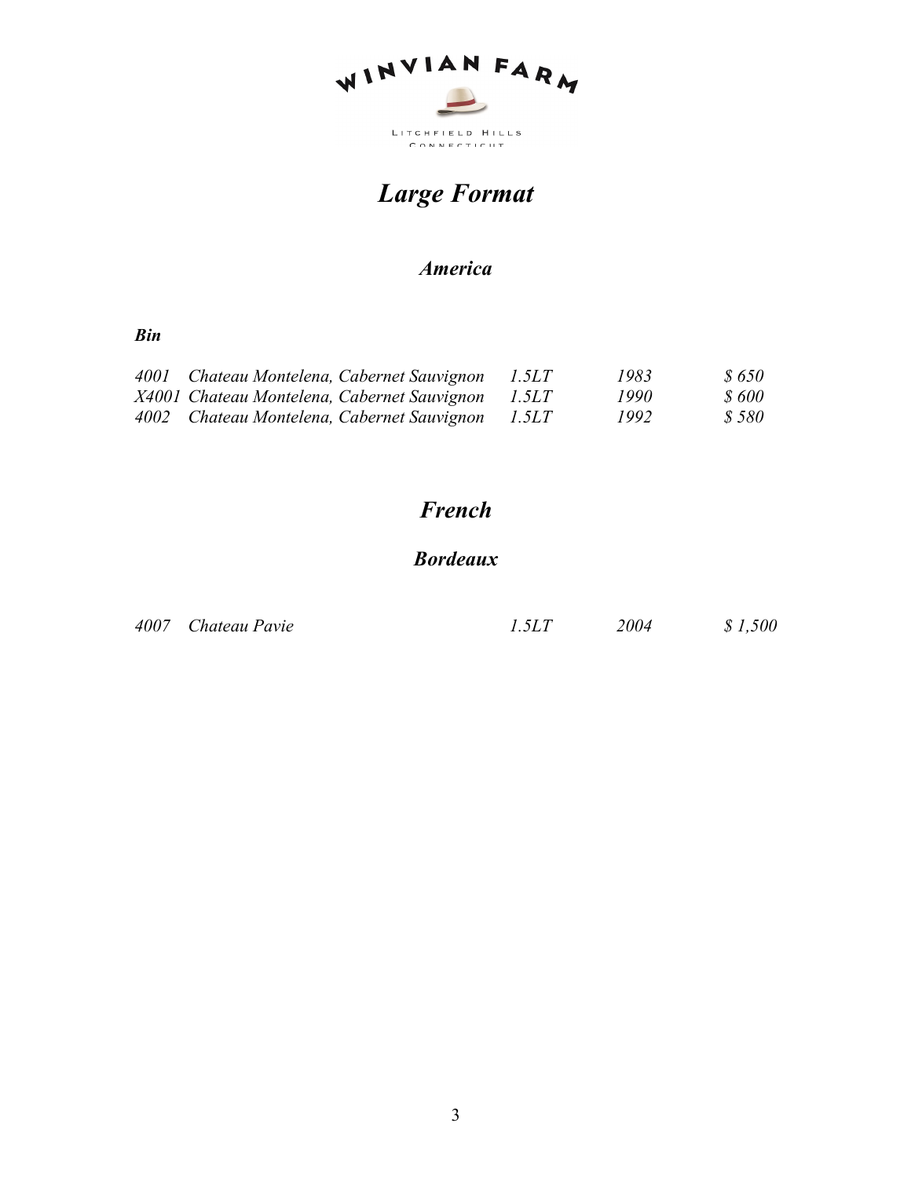WINVIAN FARM

LITCHFIELD HILLS
CONNECTICUT

# *Large Format*

## *America*

| *Bin* | | | | |
|---|---|---|---|---|
| *4001* | *Chateau Montelena, Cabernet Sauvignon* | *1.5LT* | *1983* | *$ 650* |
| *X4001* | *Chateau Montelena, Cabernet Sauvignon* | *1.5LT* | *1990* | *$ 600* |
| *4002* | *Chateau Montelena, Cabernet Sauvignon* | *1.5LT* | *1992* | *$ 580* |

# *French*

## *Bordeaux*

| | | | | |
|---|---|---|---|---|
| *4007* | *Chateau Pavie* | *1.5LT* | *2004* | *$ 1,500* |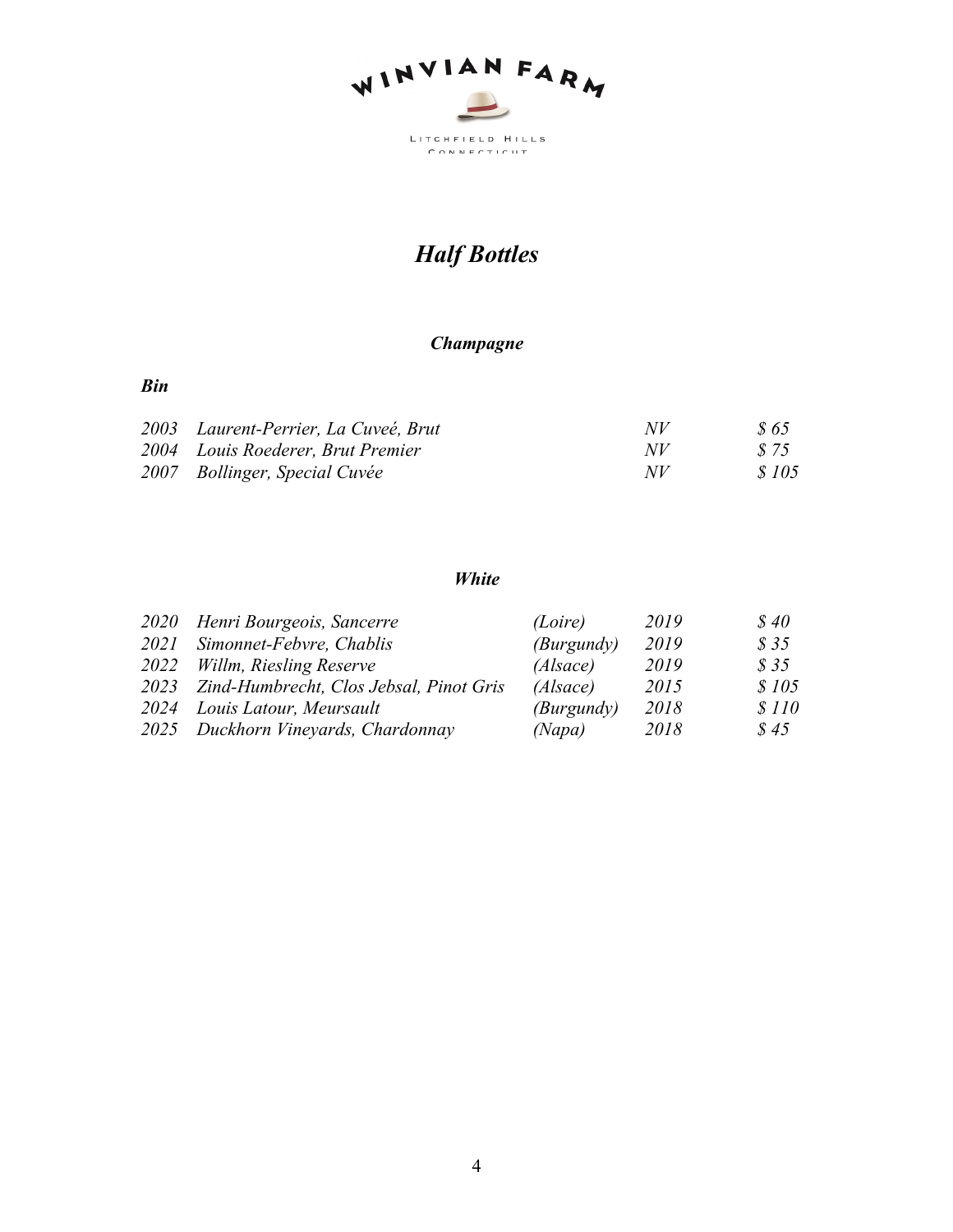WINVIAN FARM

LITCHFIELD HILLS
CONNECTICUT

# *Half Bottles*

## *Champagne*

| *Bin* | | | |
|---|---|---|---|
| *2003* | *Laurent-Perrier, La Cuveé, Brut* | *NV* | *$ 65* |
| *2004* | *Louis Roederer, Brut Premier* | *NV* | *$ 75* |
| *2007* | *Bollinger, Special Cuvée* | *NV* | *$ 105* |

## *White*

| | | | | |
|---|---|---|---|---|
| *2020* | *Henri Bourgeois, Sancerre* | *(Loire)* | *2019* | *$ 40* |
| *2021* | *Simonnet-Febvre, Chablis* | *(Burgundy)* | *2019* | *$ 35* |
| *2022* | *Willm, Riesling Reserve* | *(Alsace)* | *2019* | *$ 35* |
| *2023* | *Zind-Humbrecht, Clos Jebsal, Pinot Gris* | *(Alsace)* | *2015* | *$ 105* |
| *2024* | *Louis Latour, Meursault* | *(Burgundy)* | *2018* | *$ 110* |
| *2025* | *Duckhorn Vineyards, Chardonnay* | *(Napa)* | *2018* | *$ 45* |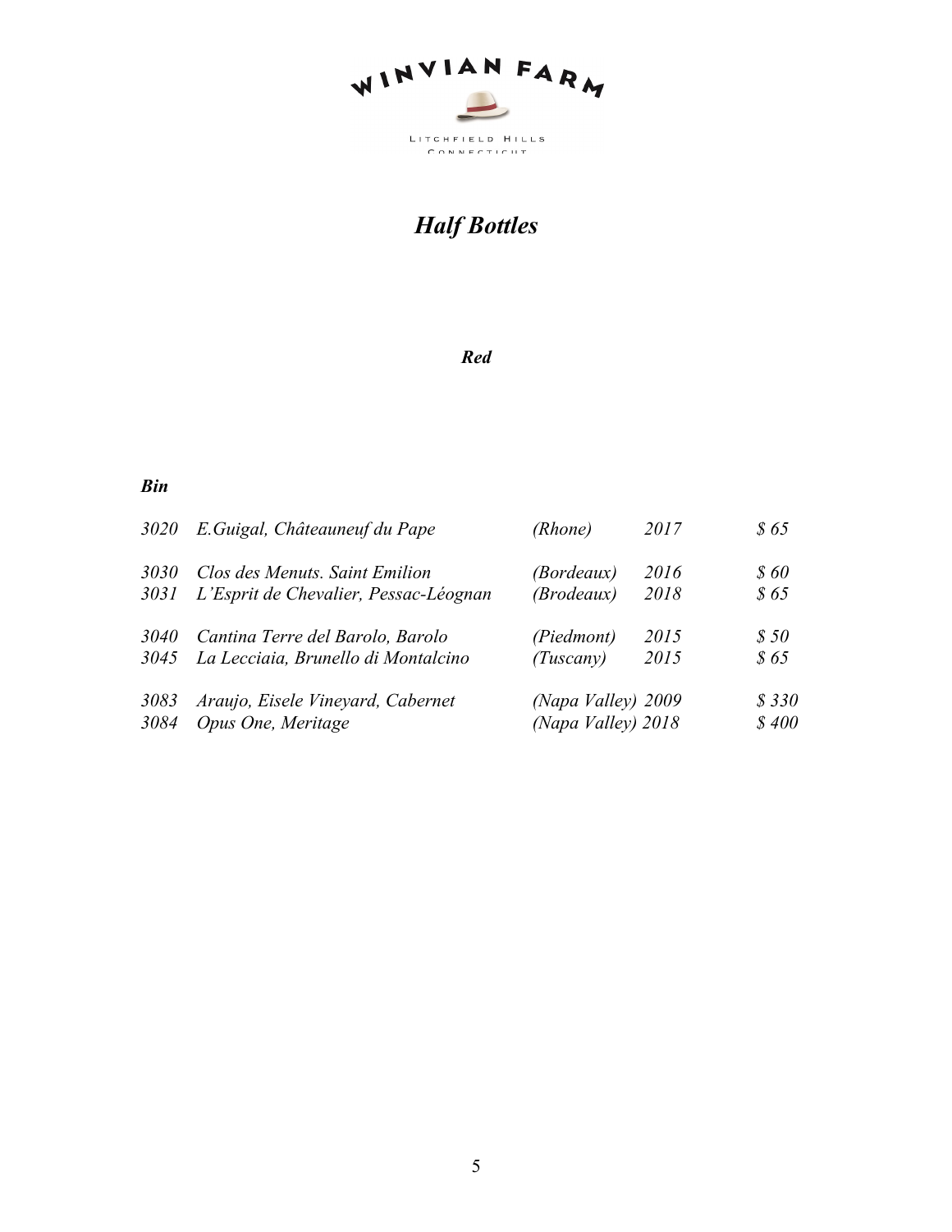WINVIAN FARM

LITCHFIELD HILLS
CONNECTICUT

# *Half Bottles*

## *Red*

| *Bin* | | | | |
|---|---|---|---|---|
| *3020* | *E.Guigal, Châteauneuf du Pape* | *(Rhone)* | *2017* | *$ 65* |
| *3030* | *Clos des Menuts. Saint Emilion* | *(Bordeaux)* | *2016* | *$ 60* |
| *3031* | *L'Esprit de Chevalier, Pessac-Léognan* | *(Brodeaux)* | *2018* | *$ 65* |
| *3040* | *Cantina Terre del Barolo, Barolo* | *(Piedmont)* | *2015* | *$ 50* |
| *3045* | *La Lecciaia, Brunello di Montalcino* | *(Tuscany)* | *2015* | *$ 65* |
| *3083* | *Araujo, Eisele Vineyard, Cabernet* | *(Napa Valley)* | *2009* | *$ 330* |
| *3084* | *Opus One, Meritage* | *(Napa Valley)* | *2018* | *$ 400* |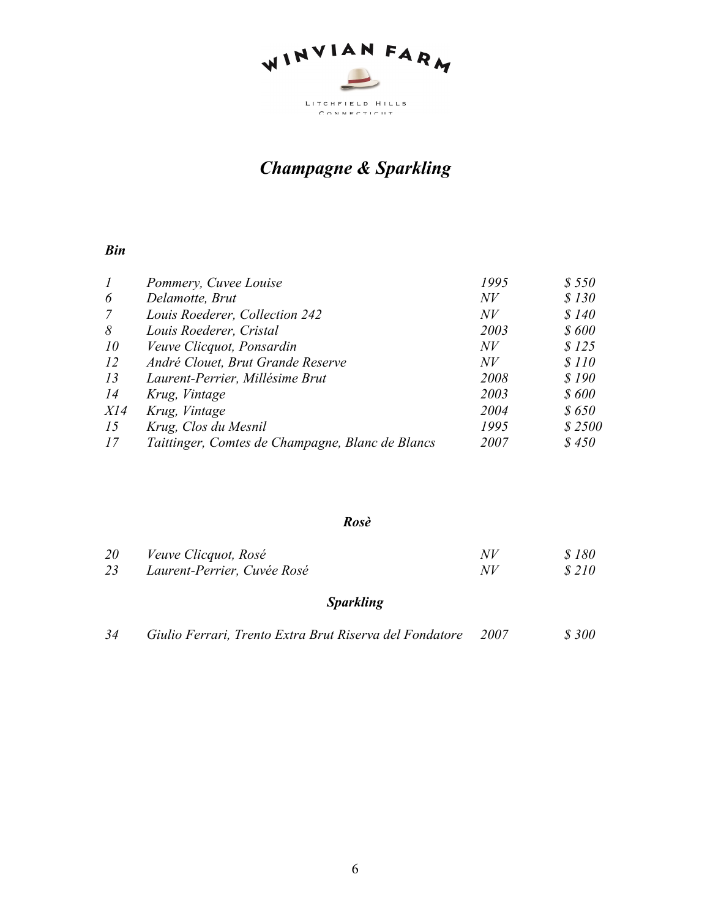WINVIAN FARM

LITCHFIELD HILLS
CONNECTICUT

# *Champagne & Sparkling*

| ***Bin*** | | | |
|---|---|---|---|
| *1* | *Pommery, Cuvee Louise* | *1995* | *$ 550* |
| *6* | *Delamotte, Brut* | *NV* | *$ 130* |
| *7* | *Louis Roederer, Collection 242* | *NV* | *$ 140* |
| *8* | *Louis Roederer, Cristal* | *2003* | *$ 600* |
| *10* | *Veuve Clicquot, Ponsardin* | *NV* | *$ 125* |
| *12* | *André Clouet, Brut Grande Reserve* | *NV* | *$ 110* |
| *13* | *Laurent-Perrier, Millésime Brut* | *2008* | *$ 190* |
| *14* | *Krug, Vintage* | *2003* | *$ 600* |
| *X14* | *Krug, Vintage* | *2004* | *$ 650* |
| *15* | *Krug, Clos du Mesnil* | *1995* | *$ 2500* |
| *17* | *Taittinger, Comtes de Champagne, Blanc de Blancs* | *2007* | *$ 450* |

## ***Rosè***

| | | | |
|---|---|---|---|
| *20* | *Veuve Clicquot, Rosé* | *NV* | *$ 180* |
| *23* | *Laurent-Perrier, Cuvée Rosé* | *NV* | *$ 210* |

## ***Sparkling***

| | | | |
|---|---|---|---|
| *34* | *Giulio Ferrari, Trento Extra Brut Riserva del Fondatore* | *2007* | *$ 300* |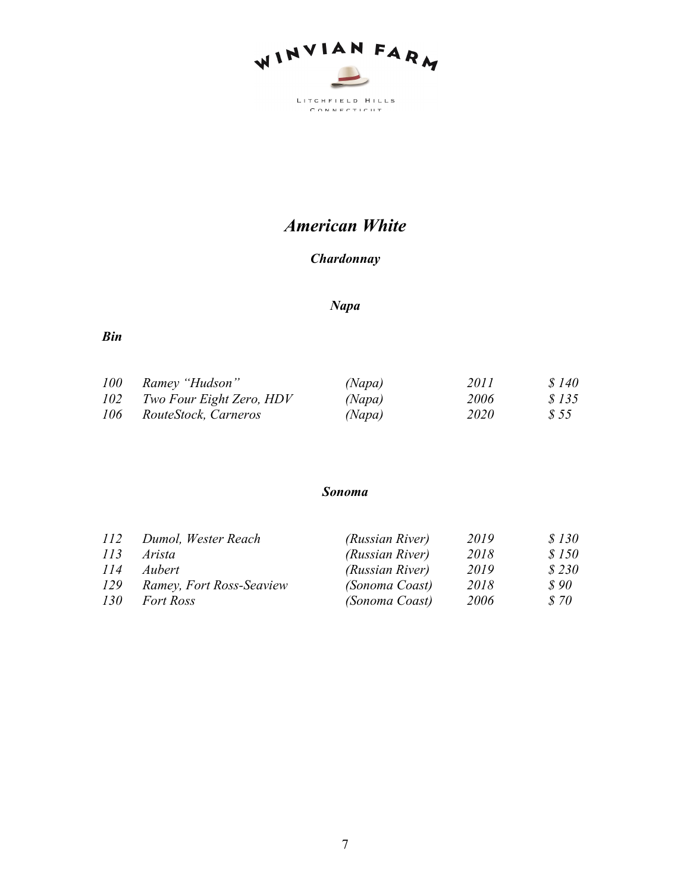WINVIAN FARM

LITCHFIELD HILLS
CONNECTICUT

# *American White*

## *Chardonnay*

### *Napa*

| *Bin* | | | | |
|---|---|---|---|---|
| *100* | *Ramey "Hudson"* | *(Napa)* | *2011* | *$ 140* |
| *102* | *Two Four Eight Zero, HDV* | *(Napa)* | *2006* | *$ 135* |
| *106* | *RouteStock, Carneros* | *(Napa)* | *2020* | *$ 55* |

### *Sonoma*

| | | | | |
|---|---|---|---|---|
| *112* | *Dumol, Wester Reach* | *(Russian River)* | *2019* | *$ 130* |
| *113* | *Arista* | *(Russian River)* | *2018* | *$ 150* |
| *114* | *Aubert* | *(Russian River)* | *2019* | *$ 230* |
| *129* | *Ramey, Fort Ross-Seaview* | *(Sonoma Coast)* | *2018* | *$ 90* |
| *130* | *Fort Ross* | *(Sonoma Coast)* | *2006* | *$ 70* |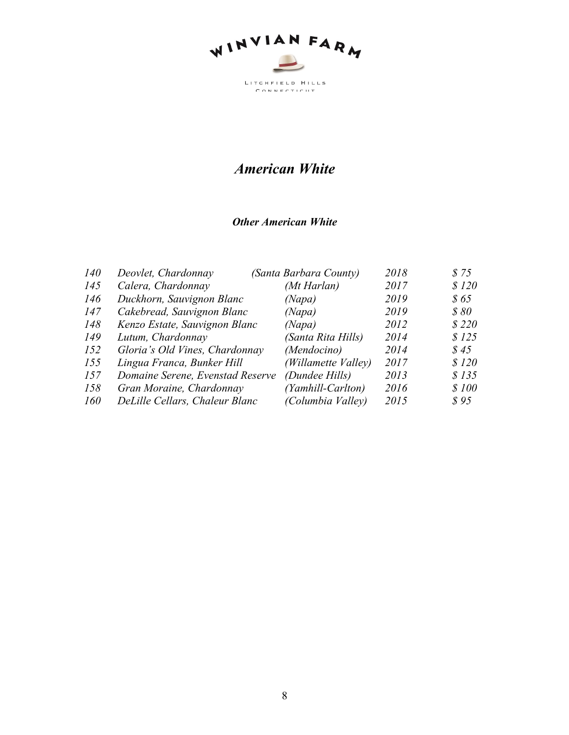WINVIAN FARM

LITCHFIELD HILLS
CONNECTICUT

# *American White*

## ***Other American White***

| | | | | |
|---|---|---|---|---|
| *140* | *Deovlet, Chardonnay* | *(Santa Barbara County)* | *2018* | *$ 75* |
| *145* | *Calera, Chardonnay* | *(Mt Harlan)* | *2017* | *$ 120* |
| *146* | *Duckhorn, Sauvignon Blanc* | *(Napa)* | *2019* | *$ 65* |
| *147* | *Cakebread, Sauvignon Blanc* | *(Napa)* | *2019* | *$ 80* |
| *148* | *Kenzo Estate, Sauvignon Blanc* | *(Napa)* | *2012* | *$ 220* |
| *149* | *Lutum, Chardonnay* | *(Santa Rita Hills)* | *2014* | *$ 125* |
| *152* | *Gloria's Old Vines, Chardonnay* | *(Mendocino)* | *2014* | *$ 45* |
| *155* | *Lingua Franca, Bunker Hill* | *(Willamette Valley)* | *2017* | *$ 120* |
| *157* | *Domaine Serene, Evenstad Reserve* | *(Dundee Hills)* | *2013* | *$ 135* |
| *158* | *Gran Moraine, Chardonnay* | *(Yamhill-Carlton)* | *2016* | *$ 100* |
| *160* | *DeLille Cellars, Chaleur Blanc* | *(Columbia Valley)* | *2015* | *$ 95* |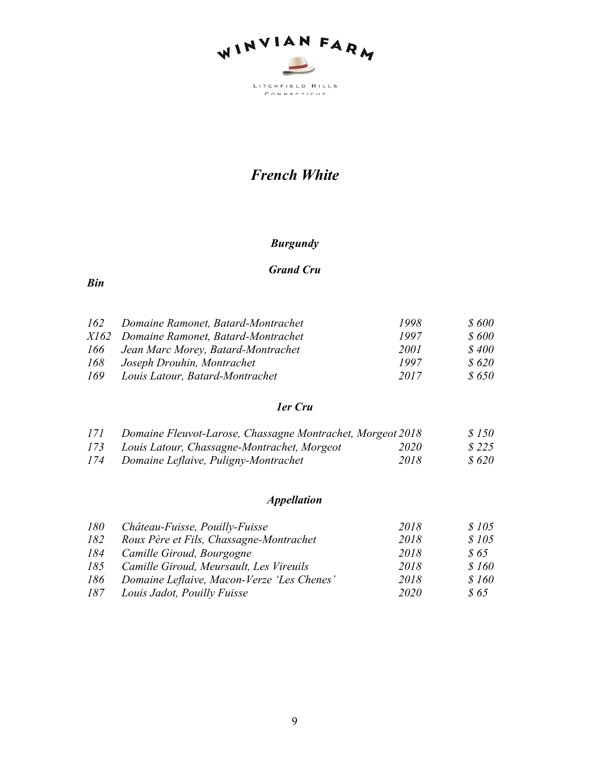WINVIAN FARM

LITCHFIELD HILLS
CONNECTICUT

# *French White*

## *Burgundy*

### *Grand Cru*

| *Bin* | | | |
|---|---|---|---|
| *162* | *Domaine Ramonet, Batard-Montrachet* | *1998* | *$ 600* |
| *X162* | *Domaine Ramonet, Batard-Montrachet* | *1997* | *$ 600* |
| *166* | *Jean Marc Morey, Batard-Montrachet* | *2001* | *$ 400* |
| *168* | *Joseph Drouhin, Montrachet* | *1997* | *$ 620* |
| *169* | *Louis Latour, Batard-Montrachet* | *2017* | *$ 650* |

### *1er Cru*

| | | | |
|---|---|---|---|
| *171* | *Domaine Fleuvot-Larose, Chassagne Montrachet, Morgeot* | *2018* | *$ 150* |
| *173* | *Louis Latour, Chassagne-Montrachet, Morgeot* | *2020* | *$ 225* |
| *174* | *Domaine Leflaive, Puligny-Montrachet* | *2018* | *$ 620* |

### *Appellation*

| | | | |
|---|---|---|---|
| *180* | *Château-Fuisse, Pouilly-Fuisse* | *2018* | *$ 105* |
| *182* | *Roux Père et Fils, Chassagne-Montrachet* | *2018* | *$ 105* |
| *184* | *Camille Giroud, Bourgogne* | *2018* | *$ 65* |
| *185* | *Camille Giroud, Meursault, Les Vireuils* | *2018* | *$ 160* |
| *186* | *Domaine Leflaive, Macon-Verze 'Les Chenes'* | *2018* | *$ 160* |
| *187* | *Louis Jadot, Pouilly Fuisse* | *2020* | *$ 65* |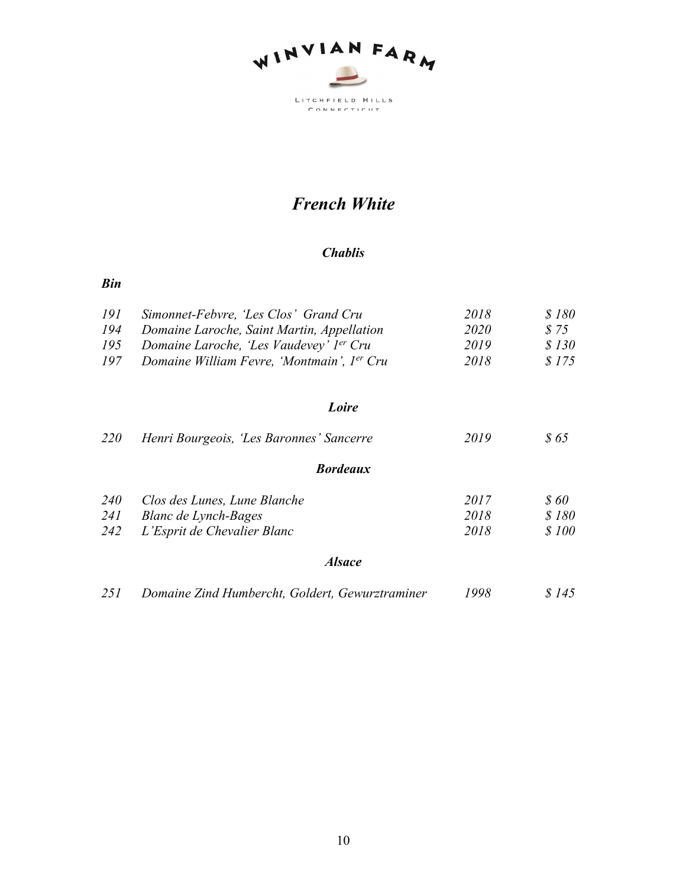WINVIAN FARM

LITCHFIELD HILLS
CONNECTICUT

# *French White*

## *Chablis*

| *Bin* | | | |
|---|---|---|---|
| *191* | *Simonnet-Febvre, 'Les Clos' Grand Cru* | *2018* | *$ 180* |
| *194* | *Domaine Laroche, Saint Martin, Appellation* | *2020* | *$ 75* |
| *195* | *Domaine Laroche, 'Les Vaudevey' 1er Cru* | *2019* | *$ 130* |
| *197* | *Domaine William Fevre, 'Montmain', 1er Cru* | *2018* | *$ 175* |

## *Loire*

| | | | |
|---|---|---|---|
| *220* | *Henri Bourgeois, 'Les Baronnes' Sancerre* | *2019* | *$ 65* |

## *Bordeaux*

| | | | |
|---|---|---|---|
| *240* | *Clos des Lunes, Lune Blanche* | *2017* | *$ 60* |
| *241* | *Blanc de Lynch-Bages* | *2018* | *$ 180* |
| *242* | *L'Esprit de Chevalier Blanc* | *2018* | *$ 100* |

## *Alsace*

| | | | |
|---|---|---|---|
| *251* | *Domaine Zind Humbercht, Goldert, Gewurztraminer* | *1998* | *$ 145* |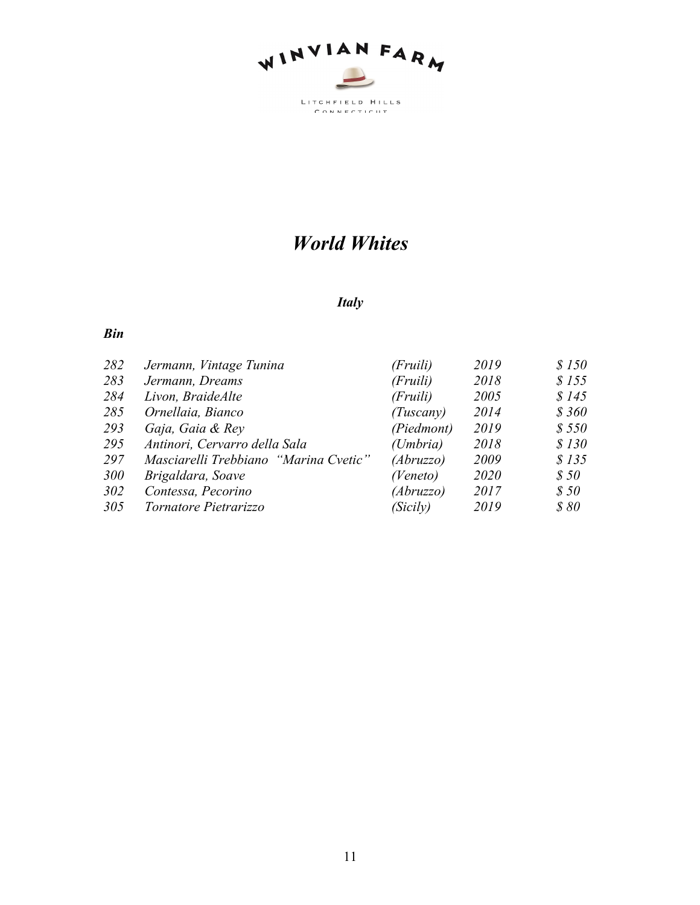WINVIAN FARM

LITCHFIELD HILLS
CONNECTICUT

# *World Whites*

## *Italy*

| *Bin* | | | | |
|---|---|---|---|---|
| *282* | *Jermann, Vintage Tunina* | *(Fruili)* | *2019* | *$ 150* |
| *283* | *Jermann, Dreams* | *(Fruili)* | *2018* | *$ 155* |
| *284* | *Livon, BraideAlte* | *(Fruili)* | *2005* | *$ 145* |
| *285* | *Ornellaia, Bianco* | *(Tuscany)* | *2014* | *$ 360* |
| *293* | *Gaja, Gaia & Rey* | *(Piedmont)* | *2019* | *$ 550* |
| *295* | *Antinori, Cervarro della Sala* | *(Umbria)* | *2018* | *$ 130* |
| *297* | *Masciarelli Trebbiano "Marina Cvetic"* | *(Abruzzo)* | *2009* | *$ 135* |
| *300* | *Brigaldara, Soave* | *(Veneto)* | *2020* | *$ 50* |
| *302* | *Contessa, Pecorino* | *(Abruzzo)* | *2017* | *$ 50* |
| *305* | *Tornatore Pietrarizzo* | *(Sicily)* | *2019* | *$ 80* |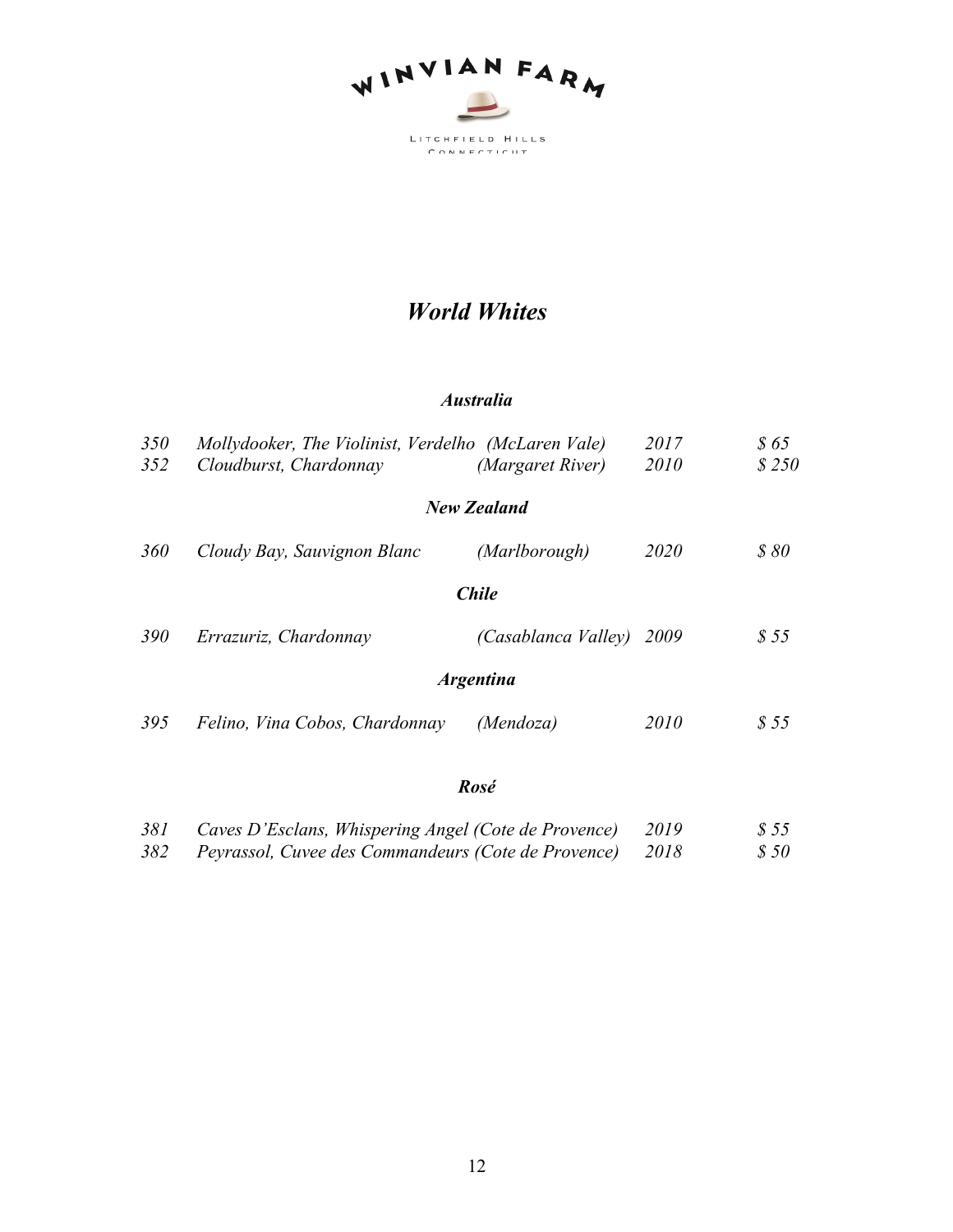WINVIAN FARM

LITCHFIELD HILLS
CONNECTICUT

# *World Whites*

## *Australia*

| | | | | |
|---|---|---|---|---|
| *350* | *Mollydooker, The Violinist, Verdelho* | *(McLaren Vale)* | *2017* | *$ 65* |
| *352* | *Cloudburst, Chardonnay* | *(Margaret River)* | *2010* | *$ 250* |

## *New Zealand*

| | | | | |
|---|---|---|---|---|
| *360* | *Cloudy Bay, Sauvignon Blanc* | *(Marlborough)* | *2020* | *$ 80* |

## *Chile*

| | | | | |
|---|---|---|---|---|
| *390* | *Errazuriz, Chardonnay* | *(Casablanca Valley)* | *2009* | *$ 55* |

## *Argentina*

| | | | | |
|---|---|---|---|---|
| *395* | *Felino, Vina Cobos, Chardonnay* | *(Mendoza)* | *2010* | *$ 55* |

## *Rosé*

| | | | |
|---|---|---|---|
| *381* | *Caves D'Esclans, Whispering Angel (Cote de Provence)* | *2019* | *$ 55* |
| *382* | *Peyrassol, Cuvee des Commandeurs (Cote de Provence)* | *2018* | *$ 50* |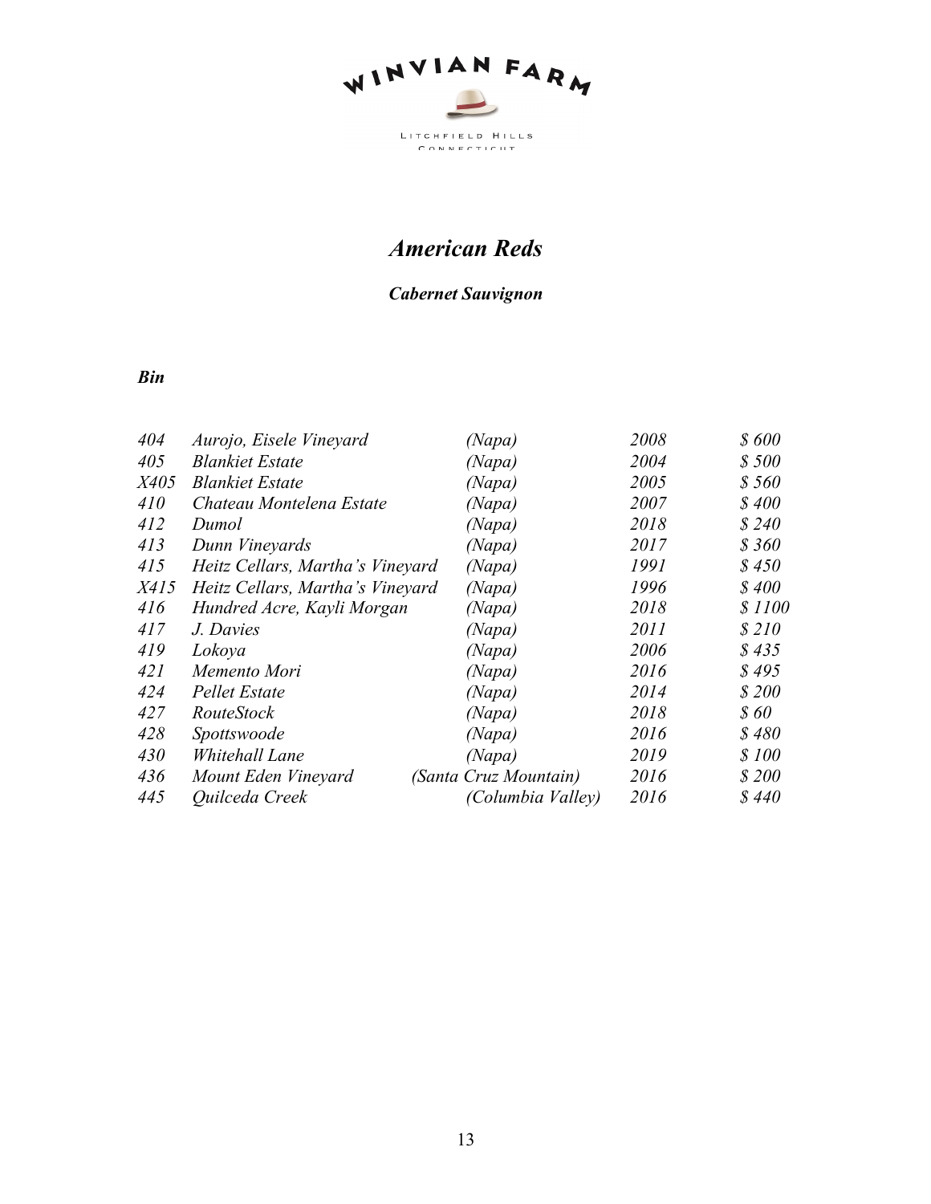WINVIAN FARM

LITCHFIELD HILLS
CONNECTICUT

# *American Reds*

## *Cabernet Sauvignon*

| *Bin* | | | | |
|---|---|---|---|---|
| *404* | *Aurojo, Eisele Vineyard* | *(Napa)* | *2008* | *$ 600* |
| *405* | *Blankiet Estate* | *(Napa)* | *2004* | *$ 500* |
| *X405* | *Blankiet Estate* | *(Napa)* | *2005* | *$ 560* |
| *410* | *Chateau Montelena Estate* | *(Napa)* | *2007* | *$ 400* |
| *412* | *Dumol* | *(Napa)* | *2018* | *$ 240* |
| *413* | *Dunn Vineyards* | *(Napa)* | *2017* | *$ 360* |
| *415* | *Heitz Cellars, Martha's Vineyard* | *(Napa)* | *1991* | *$ 450* |
| *X415* | *Heitz Cellars, Martha's Vineyard* | *(Napa)* | *1996* | *$ 400* |
| *416* | *Hundred Acre, Kayli Morgan* | *(Napa)* | *2018* | *$ 1100* |
| *417* | *J. Davies* | *(Napa)* | *2011* | *$ 210* |
| *419* | *Lokoya* | *(Napa)* | *2006* | *$ 435* |
| *421* | *Memento Mori* | *(Napa)* | *2016* | *$ 495* |
| *424* | *Pellet Estate* | *(Napa)* | *2014* | *$ 200* |
| *427* | *RouteStock* | *(Napa)* | *2018* | *$ 60* |
| *428* | *Spottswoode* | *(Napa)* | *2016* | *$ 480* |
| *430* | *Whitehall Lane* | *(Napa)* | *2019* | *$ 100* |
| *436* | *Mount Eden Vineyard* | *(Santa Cruz Mountain)* | *2016* | *$ 200* |
| *445* | *Quilceda Creek* | *(Columbia Valley)* | *2016* | *$ 440* |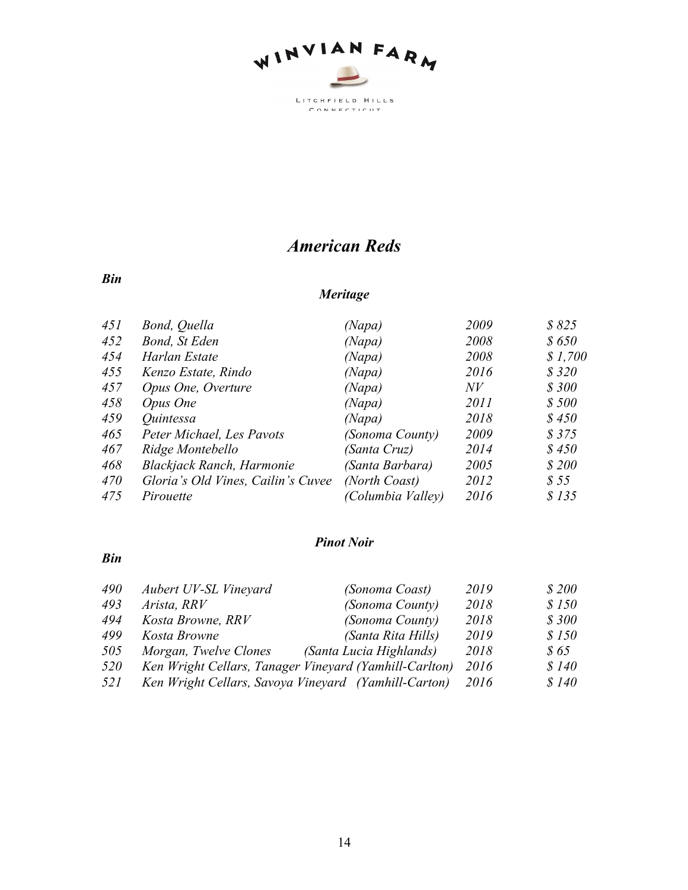WINVIAN FARM

LITCHFIELD HILLS
CONNECTICUT

# *American Reds*

## *Meritage*

| *Bin* | | | | |
|---|---|---|---|---|
| *451* | *Bond, Quella* | *(Napa)* | *2009* | *$ 825* |
| *452* | *Bond, St Eden* | *(Napa)* | *2008* | *$ 650* |
| *454* | *Harlan Estate* | *(Napa)* | *2008* | *$ 1,700* |
| *455* | *Kenzo Estate, Rindo* | *(Napa)* | *2016* | *$ 320* |
| *457* | *Opus One, Overture* | *(Napa)* | *NV* | *$ 300* |
| *458* | *Opus One* | *(Napa)* | *2011* | *$ 500* |
| *459* | *Quintessa* | *(Napa)* | *2018* | *$ 450* |
| *465* | *Peter Michael, Les Pavots* | *(Sonoma County)* | *2009* | *$ 375* |
| *467* | *Ridge Montebello* | *(Santa Cruz)* | *2014* | *$ 450* |
| *468* | *Blackjack Ranch, Harmonie* | *(Santa Barbara)* | *2005* | *$ 200* |
| *470* | *Gloria's Old Vines, Cailin's Cuvee* | *(North Coast)* | *2012* | *$ 55* |
| *475* | *Pirouette* | *(Columbia Valley)* | *2016* | *$ 135* |

## *Pinot Noir*

| *Bin* | | | | |
|---|---|---|---|---|
| *490* | *Aubert UV-SL Vineyard* | *(Sonoma Coast)* | *2019* | *$ 200* |
| *493* | *Arista, RRV* | *(Sonoma County)* | *2018* | *$ 150* |
| *494* | *Kosta Browne, RRV* | *(Sonoma County)* | *2018* | *$ 300* |
| *499* | *Kosta Browne* | *(Santa Rita Hills)* | *2019* | *$ 150* |
| *505* | *Morgan, Twelve Clones* | *(Santa Lucia Highlands)* | *2018* | *$ 65* |
| *520* | *Ken Wright Cellars, Tanager Vineyard* | *(Yamhill-Carlton)* | *2016* | *$ 140* |
| *521* | *Ken Wright Cellars, Savoya Vineyard* | *(Yamhill-Carton)* | *2016* | *$ 140* |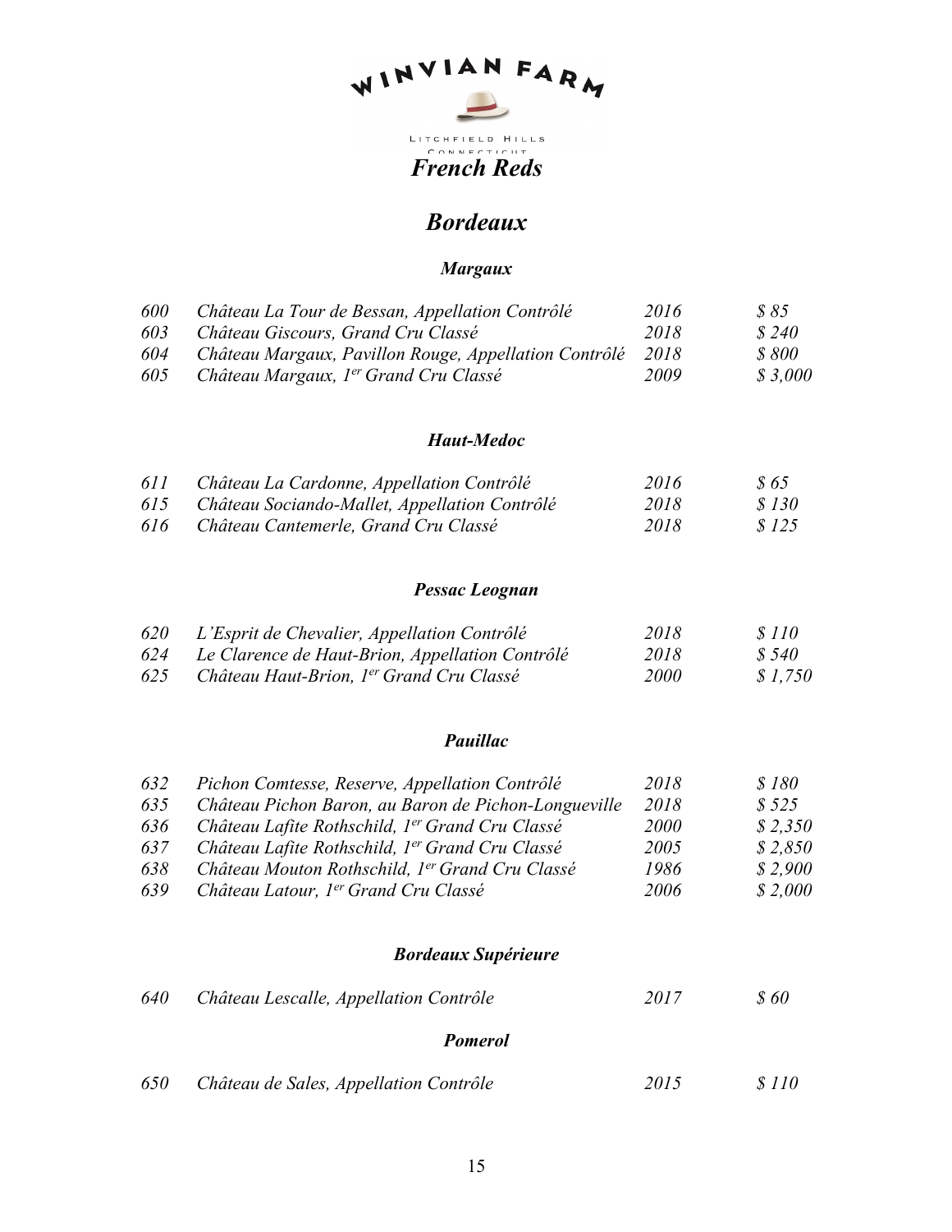WINVIAN FARM

LITCHFIELD HILLS
CONNECTICUT

# *French Reds*

## *Bordeaux*

### *Margaux*

| | | | |
|---|---|---|---|
| 600 | Château La Tour de Bessan, Appellation Contrôlé | 2016 | $ 85 |
| 603 | Château Giscours, Grand Cru Classé | 2018 | $ 240 |
| 604 | Château Margaux, Pavillon Rouge, Appellation Contrôlé | 2018 | $ 800 |
| 605 | Château Margaux, 1er Grand Cru Classé | 2009 | $ 3,000 |

### *Haut-Medoc*

| | | | |
|---|---|---|---|
| 611 | Château La Cardonne, Appellation Contrôlé | 2016 | $ 65 |
| 615 | Château Sociando-Mallet, Appellation Contrôlé | 2018 | $ 130 |
| 616 | Château Cantemerle, Grand Cru Classé | 2018 | $ 125 |

### *Pessac Leognan*

| | | | |
|---|---|---|---|
| 620 | L'Esprit de Chevalier, Appellation Contrôlé | 2018 | $ 110 |
| 624 | Le Clarence de Haut-Brion, Appellation Contrôlé | 2018 | $ 540 |
| 625 | Château Haut-Brion, 1er Grand Cru Classé | 2000 | $ 1,750 |

### *Pauillac*

| | | | |
|---|---|---|---|
| 632 | Pichon Comtesse, Reserve, Appellation Contrôlé | 2018 | $ 180 |
| 635 | Château Pichon Baron, au Baron de Pichon-Longueville | 2018 | $ 525 |
| 636 | Château Lafite Rothschild, 1er Grand Cru Classé | 2000 | $ 2,350 |
| 637 | Château Lafite Rothschild, 1er Grand Cru Classé | 2005 | $ 2,850 |
| 638 | Château Mouton Rothschild, 1er Grand Cru Classé | 1986 | $ 2,900 |
| 639 | Château Latour, 1er Grand Cru Classé | 2006 | $ 2,000 |

### *Bordeaux Supérieure*

| | | | |
|---|---|---|---|
| 640 | Château Lescalle, Appellation Contrôle | 2017 | $ 60 |

### *Pomerol*

| | | | |
|---|---|---|---|
| 650 | Château de Sales, Appellation Contrôle | 2015 | $ 110 |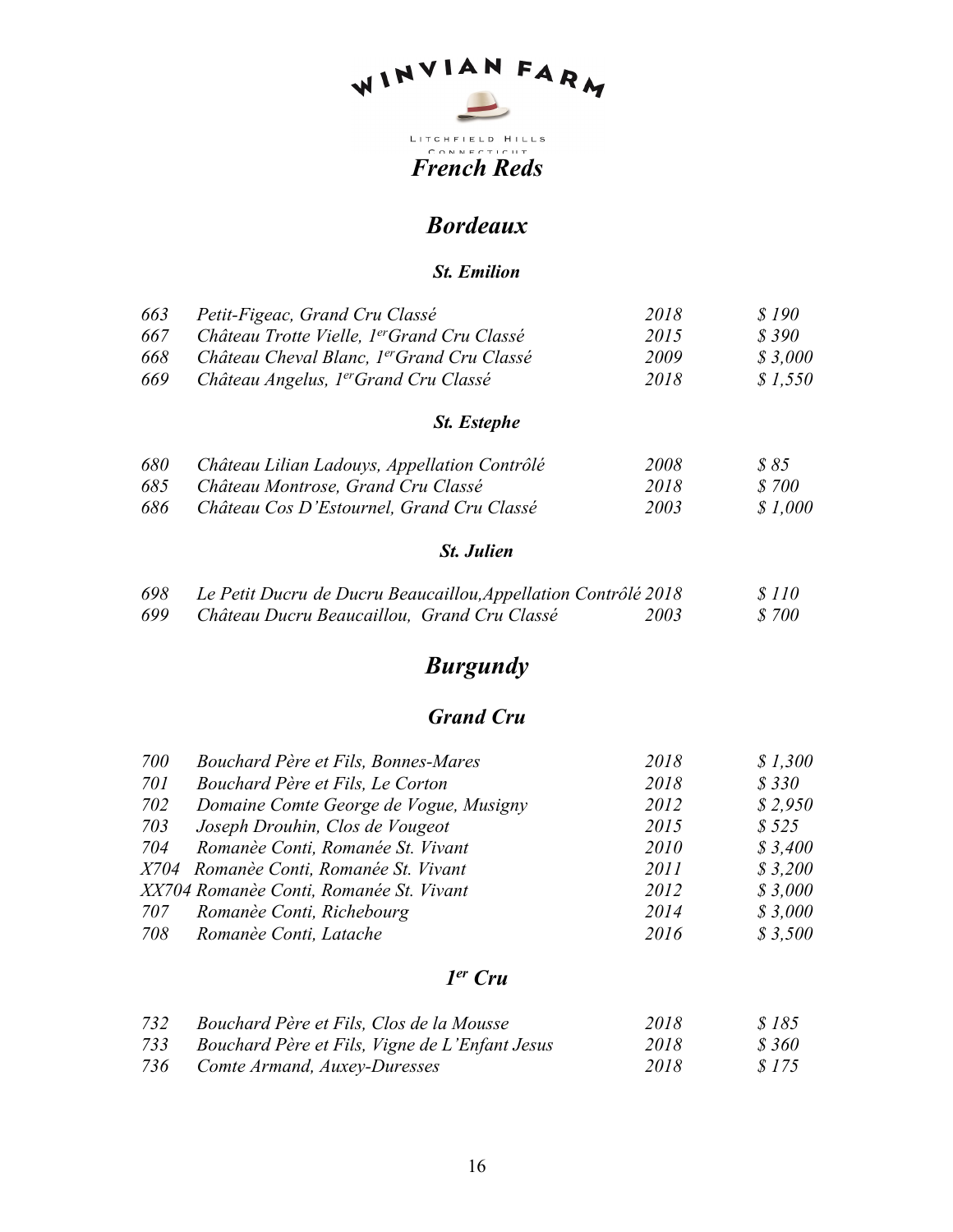# WINVIAN FARM

LITCHFIELD HILLS
CONNECTICUT

## *French Reds*

## *Bordeaux*

### *St. Emilion*

| | | | |
|---|---|---|---|
| *663* | *Petit-Figeac, Grand Cru Classé* | *2018* | *$ 190* |
| *667* | *Château Trotte Vielle, 1er Grand Cru Classé* | *2015* | *$ 390* |
| *668* | *Château Cheval Blanc, 1er Grand Cru Classé* | *2009* | *$ 3,000* |
| *669* | *Château Angelus, 1er Grand Cru Classé* | *2018* | *$ 1,550* |

### *St. Estephe*

| | | | |
|---|---|---|---|
| *680* | *Château Lilian Ladouys, Appellation Contrôlé* | *2008* | *$ 85* |
| *685* | *Château Montrose, Grand Cru Classé* | *2018* | *$ 700* |
| *686* | *Château Cos D'Estournel, Grand Cru Classé* | *2003* | *$ 1,000* |

### *St. Julien*

| | | | |
|---|---|---|---|
| *698* | *Le Petit Ducru de Ducru Beaucaillou, Appellation Contrôlé* | *2018* | *$ 110* |
| *699* | *Château Ducru Beaucaillou, Grand Cru Classé* | *2003* | *$ 700* |

## *Burgundy*

### *Grand Cru*

| | | | |
|---|---|---|---|
| *700* | *Bouchard Père et Fils, Bonnes-Mares* | *2018* | *$ 1,300* |
| *701* | *Bouchard Père et Fils, Le Corton* | *2018* | *$ 330* |
| *702* | *Domaine Comte George de Vogue, Musigny* | *2012* | *$ 2,950* |
| *703* | *Joseph Drouhin, Clos de Vougeot* | *2015* | *$ 525* |
| *704* | *Romanèe Conti, Romanée St. Vivant* | *2010* | *$ 3,400* |
| *X704* | *Romanèe Conti, Romanée St. Vivant* | *2011* | *$ 3,200* |
| *XX704* | *Romanèe Conti, Romanée St. Vivant* | *2012* | *$ 3,000* |
| *707* | *Romanèe Conti, Richebourg* | *2014* | *$ 3,000* |
| *708* | *Romanèe Conti, Latache* | *2016* | *$ 3,500* |

### *1er Cru*

| | | | |
|---|---|---|---|
| *732* | *Bouchard Père et Fils, Clos de la Mousse* | *2018* | *$ 185* |
| *733* | *Bouchard Père et Fils, Vigne de L'Enfant Jesus* | *2018* | *$ 360* |
| *736* | *Comte Armand, Auxey-Duresses* | *2018* | *$ 175* |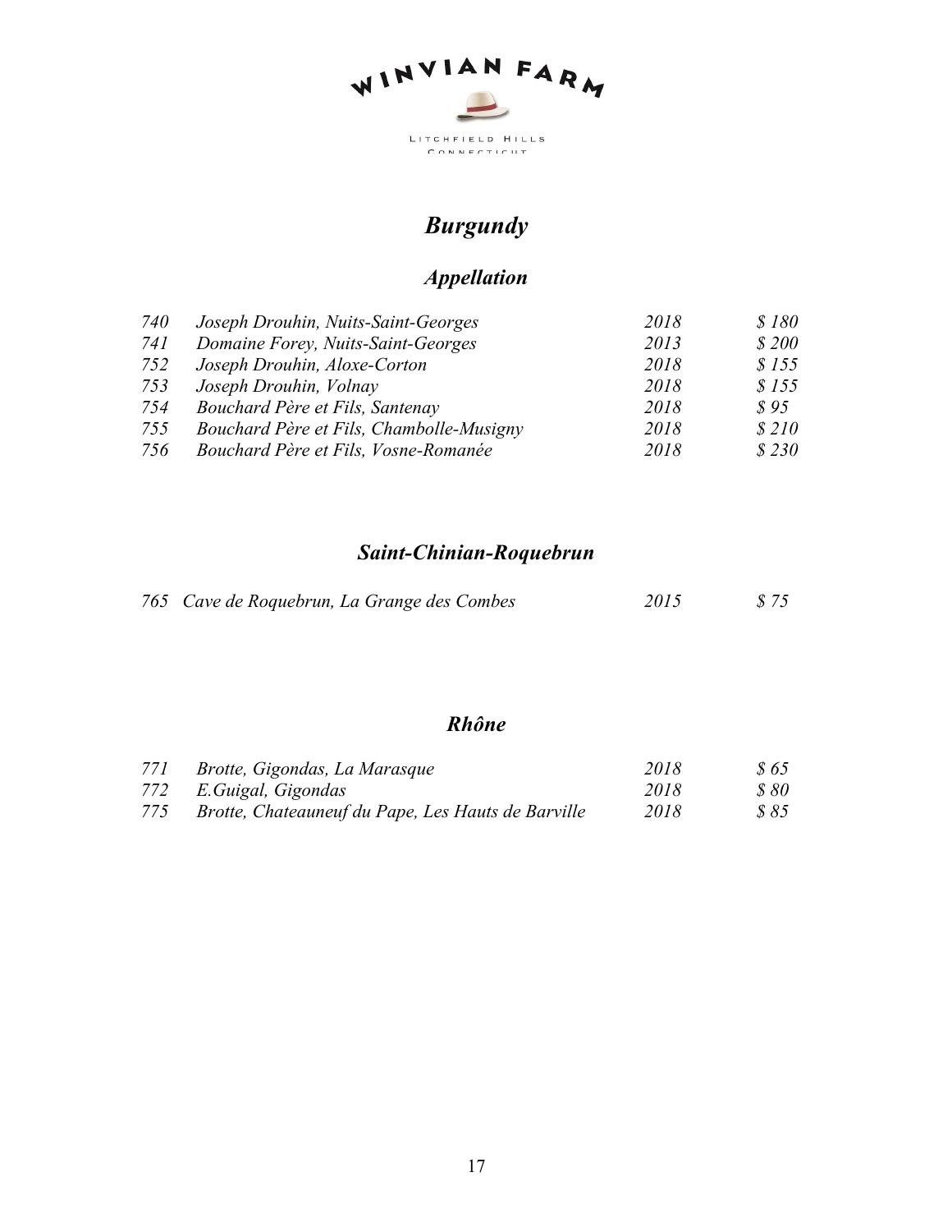# *Burgundy*

## *Appellation*

| | | | |
|---|---|---|---|
| 740 | *Joseph Drouhin, Nuits-Saint-Georges* | 2018 | $ 180 |
| 741 | *Domaine Forey, Nuits-Saint-Georges* | 2013 | $ 200 |
| 752 | *Joseph Drouhin, Aloxe-Corton* | 2018 | $ 155 |
| 753 | *Joseph Drouhin, Volnay* | 2018 | $ 155 |
| 754 | *Bouchard Père et Fils, Santenay* | 2018 | $ 95 |
| 755 | *Bouchard Père et Fils, Chambolle-Musigny* | 2018 | $ 210 |
| 756 | *Bouchard Père et Fils, Vosne-Romanée* | 2018 | $ 230 |

## *Saint-Chinian-Roquebrun*

| | | | |
|---|---|---|---|
| 765 | *Cave de Roquebrun, La Grange des Combes* | 2015 | $ 75 |

## *Rhône*

| | | | |
|---|---|---|---|
| 771 | *Brotte, Gigondas, La Marasque* | 2018 | $ 65 |
| 772 | *E.Guigal, Gigondas* | 2018 | $ 80 |
| 775 | *Brotte, Chateauneuf du Pape, Les Hauts de Barville* | 2018 | $ 85 |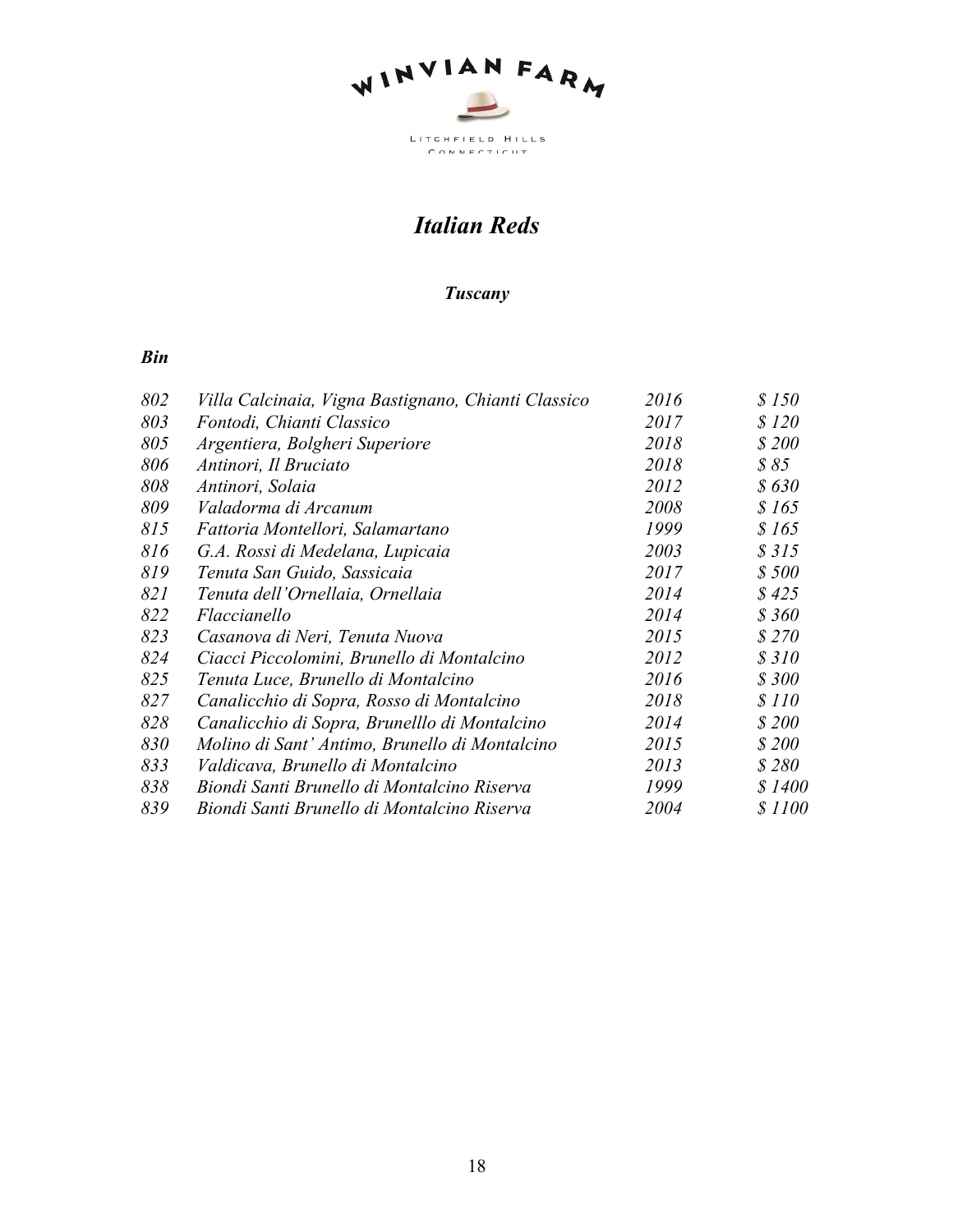WINVIAN FARM

LITCHFIELD HILLS
CONNECTICUT

# *Italian Reds*

## *Tuscany*

| *Bin* | | | |
|---|---|---|---|
| *802* | *Villa Calcinaia, Vigna Bastignano, Chianti Classico* | *2016* | *$ 150* |
| *803* | *Fontodi, Chianti Classico* | *2017* | *$ 120* |
| *805* | *Argentiera, Bolgheri Superiore* | *2018* | *$ 200* |
| *806* | *Antinori, Il Bruciato* | *2018* | *$ 85* |
| *808* | *Antinori, Solaia* | *2012* | *$ 630* |
| *809* | *Valadorma di Arcanum* | *2008* | *$ 165* |
| *815* | *Fattoria Montellori, Salamartano* | *1999* | *$ 165* |
| *816* | *G.A. Rossi di Medelana, Lupicaia* | *2003* | *$ 315* |
| *819* | *Tenuta San Guido, Sassicaia* | *2017* | *$ 500* |
| *821* | *Tenuta dell'Ornellaia, Ornellaia* | *2014* | *$ 425* |
| *822* | *Flaccianello* | *2014* | *$ 360* |
| *823* | *Casanova di Neri, Tenuta Nuova* | *2015* | *$ 270* |
| *824* | *Ciacci Piccolomini, Brunello di Montalcino* | *2012* | *$ 310* |
| *825* | *Tenuta Luce, Brunello di Montalcino* | *2016* | *$ 300* |
| *827* | *Canalicchio di Sopra, Rosso di Montalcino* | *2018* | *$ 110* |
| *828* | *Canalicchio di Sopra, Brunelllo di Montalcino* | *2014* | *$ 200* |
| *830* | *Molino di Sant' Antimo, Brunello di Montalcino* | *2015* | *$ 200* |
| *833* | *Valdicava, Brunello di Montalcino* | *2013* | *$ 280* |
| *838* | *Biondi Santi Brunello di Montalcino Riserva* | *1999* | *$ 1400* |
| *839* | *Biondi Santi Brunello di Montalcino Riserva* | *2004* | *$ 1100* |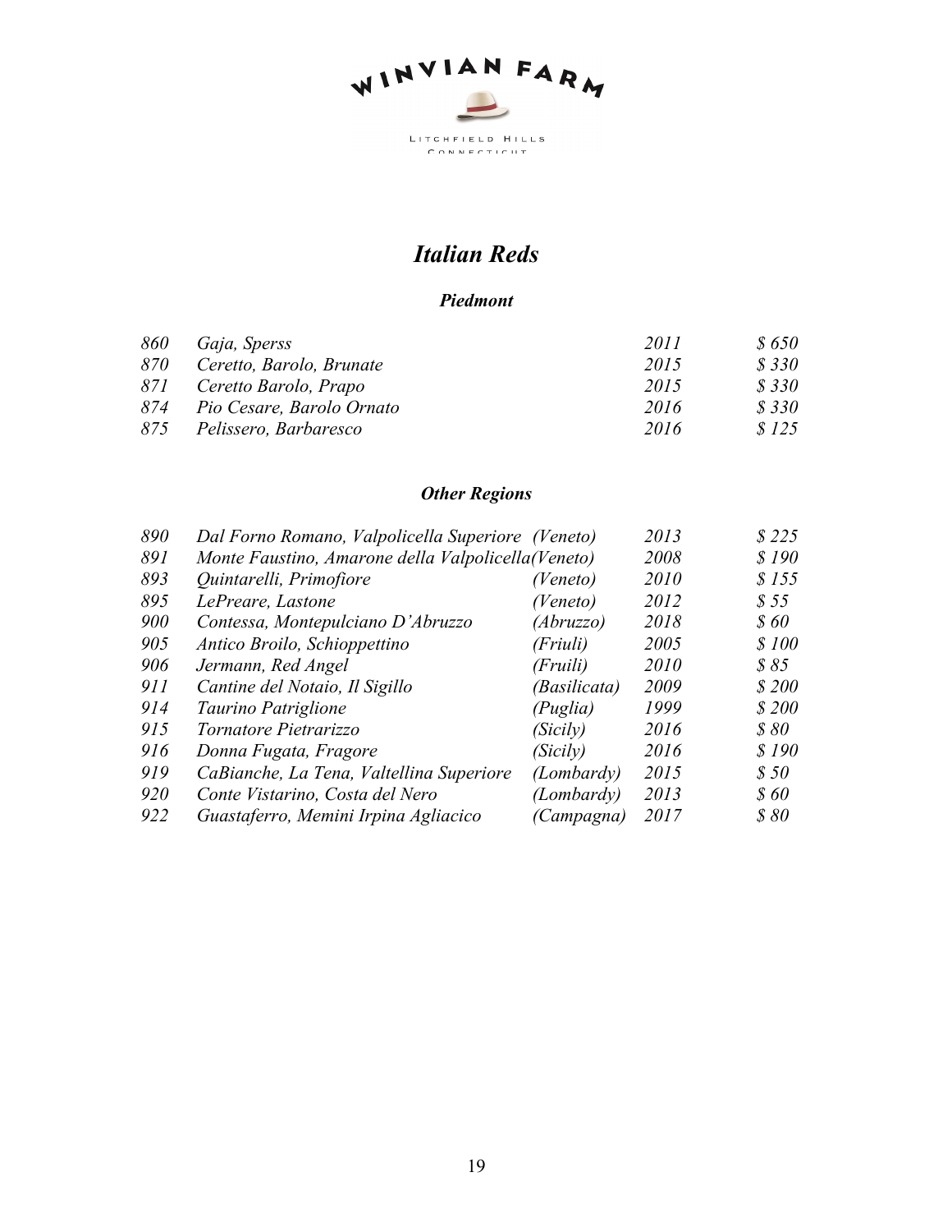WINVIAN FARM

LITCHFIELD HILLS
CONNECTICUT

# *Italian Reds*

## *Piedmont*

| | | | |
|---|---|---|---|
| *860* | *Gaja, Sperss* | *2011* | *$ 650* |
| *870* | *Ceretto, Barolo, Brunate* | *2015* | *$ 330* |
| *871* | *Ceretto Barolo, Prapo* | *2015* | *$ 330* |
| *874* | *Pio Cesare, Barolo Ornato* | *2016* | *$ 330* |
| *875* | *Pelissero, Barbaresco* | *2016* | *$ 125* |

## *Other Regions*

| | | | | |
|---|---|---|---|---|
| *890* | *Dal Forno Romano, Valpolicella Superiore* | *(Veneto)* | *2013* | *$ 225* |
| *891* | *Monte Faustino, Amarone della Valpolicella* | *(Veneto)* | *2008* | *$ 190* |
| *893* | *Quintarelli, Primofiore* | *(Veneto)* | *2010* | *$ 155* |
| *895* | *LePreare, Lastone* | *(Veneto)* | *2012* | *$ 55* |
| *900* | *Contessa, Montepulciano D'Abruzzo* | *(Abruzzo)* | *2018* | *$ 60* |
| *905* | *Antico Broilo, Schioppettino* | *(Friuli)* | *2005* | *$ 100* |
| *906* | *Jermann, Red Angel* | *(Fruili)* | *2010* | *$ 85* |
| *911* | *Cantine del Notaio, Il Sigillo* | *(Basilicata)* | *2009* | *$ 200* |
| *914* | *Taurino Patriglione* | *(Puglia)* | *1999* | *$ 200* |
| *915* | *Tornatore Pietrarizzo* | *(Sicily)* | *2016* | *$ 80* |
| *916* | *Donna Fugata, Fragore* | *(Sicily)* | *2016* | *$ 190* |
| *919* | *CaBianche, La Tena, Valtellina Superiore* | *(Lombardy)* | *2015* | *$ 50* |
| *920* | *Conte Vistarino, Costa del Nero* | *(Lombardy)* | *2013* | *$ 60* |
| *922* | *Guastaferro, Memini Irpina Agliacico* | *(Campagna)* | *2017* | *$ 80* |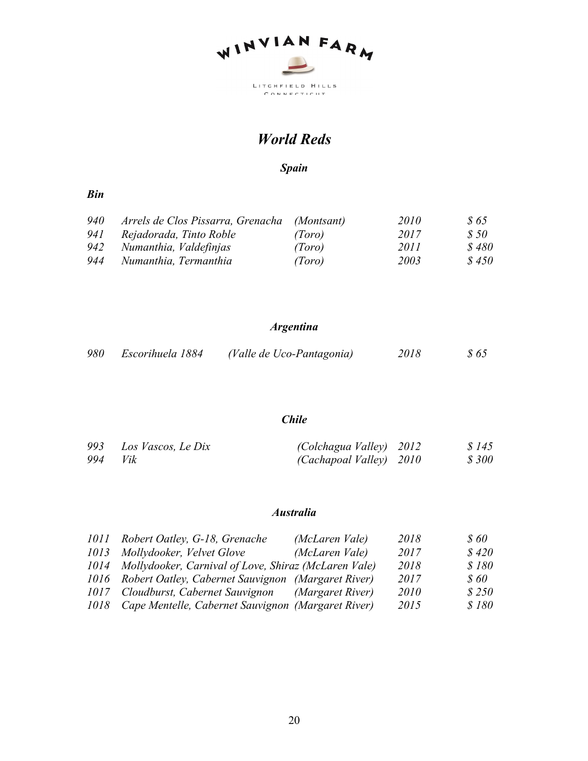WINVIAN FARM

LITCHFIELD HILLS
CONNECTICUT

# *World Reds*

## *Spain*

| ***Bin*** | | | | |
|---|---|---|---|---|
| *940* | *Arrels de Clos Pissarra, Grenacha* | *(Montsant)* | *2010* | *$ 65* |
| *941* | *Rejadorada, Tinto Roble* | *(Toro)* | *2017* | *$ 50* |
| *942* | *Numanthia, Valdefinjas* | *(Toro)* | *2011* | *$ 480* |
| *944* | *Numanthia, Termanthia* | *(Toro)* | *2003* | *$ 450* |

## *Argentina*

| | | | | |
|---|---|---|---|---|
| *980* | *Escorihuela 1884* | *(Valle de Uco-Pantagonia)* | *2018* | *$ 65* |

## *Chile*

| | | | | |
|---|---|---|---|---|
| *993* | *Los Vascos, Le Dix* | *(Colchagua Valley)* | *2012* | *$ 145* |
| *994* | *Vik* | *(Cachapoal Valley)* | *2010* | *$ 300* |

## *Australia*

| | | | | |
|---|---|---|---|---|
| *1011* | *Robert Oatley, G-18, Grenache* | *(McLaren Vale)* | *2018* | *$ 60* |
| *1013* | *Mollydooker, Velvet Glove* | *(McLaren Vale)* | *2017* | *$ 420* |
| *1014* | *Mollydooker, Carnival of Love, Shiraz* | *(McLaren Vale)* | *2018* | *$ 180* |
| *1016* | *Robert Oatley, Cabernet Sauvignon* | *(Margaret River)* | *2017* | *$ 60* |
| *1017* | *Cloudburst, Cabernet Sauvignon* | *(Margaret River)* | *2010* | *$ 250* |
| *1018* | *Cape Mentelle, Cabernet Sauvignon* | *(Margaret River)* | *2015* | *$ 180* |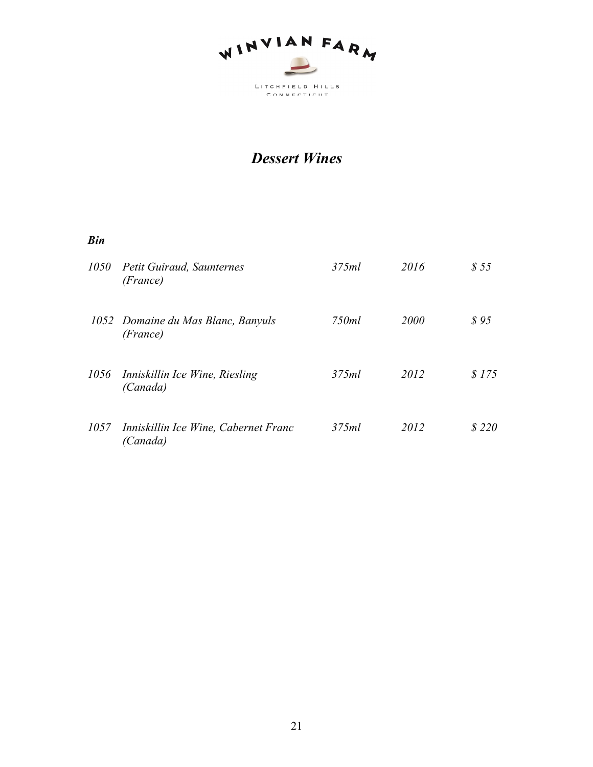WINVIAN FARM

LITCHFIELD HILLS
CONNECTICUT

# *Dessert Wines*

| ***Bin*** | | | | |
|---|---|---|---|---|
| *1050* | *Petit Guiraud, Saunternes (France)* | *375ml* | *2016* | *$ 55* |
| *1052* | *Domaine du Mas Blanc, Banyuls (France)* | *750ml* | *2000* | *$ 95* |
| *1056* | *Inniskillin Ice Wine, Riesling (Canada)* | *375ml* | *2012* | *$ 175* |
| *1057* | *Inniskillin Ice Wine, Cabernet Franc (Canada)* | *375ml* | *2012* | *$ 220* |